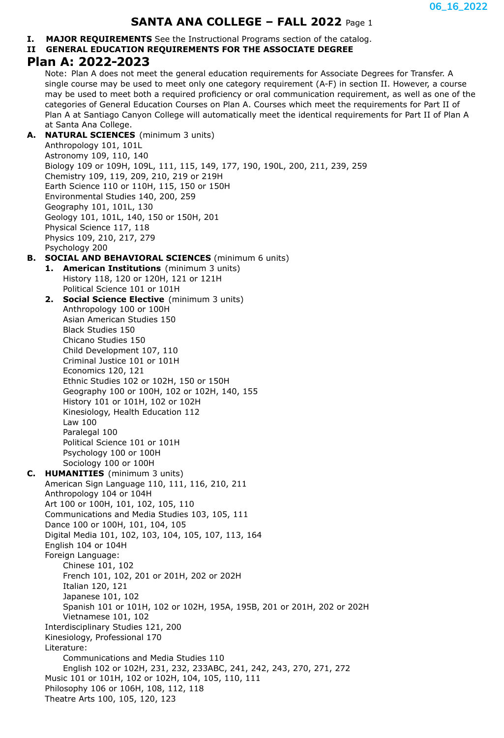# SANTA ANA COLLEGE – FALL 2022

**I. MAJOR REQUIREMENTS** See the Instructional Programs section of the catalog.

**II GENERAL EDUCATION REQUIREMENTS FOR THE ASSOCIATE DEGREE**

## Plan A: 2022-2023

Note: Plan A does not meet the general education requirements for Associate Degrees for Transfer. A single course may be used to meet only one category requirement (A-F) in section II. However, a course may be used to meet both a required proficiency or oral communication requirement, as well as one of the categories of General Education Courses on Plan A. Courses which meet the requirements for Part II of Plan A at Santiago Canyon College will automatically meet the identical requirements for Part II of Plan A at Santa Ana College.

**A. NATURAL SCIENCES** (minimum 3 units)

- Anthropology 101, 101L
- Astronomy 109, 110, 140
- Biology 109 or 109H, 109L, 111, 115, 149, 177, 190, 190L, 200, 211, 239, 259
- Chemistry 109, 119, 209, 210, 219 or 219H
- Earth Science 110 or 110H, 115, 150 or 150H
- Environmental Studies 140, 200, 259
- Geography 101, 101L, 130
- Geology 101, 101L, 140, 150 or 150H, 201
- Physical Science 117, 118
- Physics 109, 210, 217, 279
- Psychology 200

**B. SOCIAL AND BEHAVIORAL SCIENCES** (minimum 6 units)

1. **American Institutions** (minimum 3 units)
   - History 118, 120 or 120H, 121 or 121H
   - Political Science 101 or 101H
2. **Social Science Elective** (minimum 3 units)
   - Anthropology 100 or 100H
   - Asian American Studies 150
   - Black Studies 150
   - Chicano Studies 150
   - Child Development 107, 110
   - Criminal Justice 101 or 101H
   - Economics 120, 121
   - Ethnic Studies 102 or 102H, 150 or 150H
   - Geography 100 or 100H, 102 or 102H, 140, 155
   - History 101 or 101H, 102 or 102H
   - Kinesiology, Health Education 112
   - Law 100
   - Paralegal 100
   - Political Science 101 or 101H
   - Psychology 100 or 100H
   - Sociology 100 or 100H

**C. HUMANITIES** (minimum 3 units)

- American Sign Language 110, 111, 116, 210, 211
- Anthropology 104 or 104H
- Art 100 or 100H, 101, 102, 105, 110
- Communications and Media Studies 103, 105, 111
- Dance 100 or 100H, 101, 104, 105
- Digital Media 101, 102, 103, 104, 105, 107, 113, 164
- English 104 or 104H
- Foreign Language:
  - Chinese 101, 102
  - French 101, 102, 201 or 201H, 202 or 202H
  - Italian 120, 121
  - Japanese 101, 102
  - Spanish 101 or 101H, 102 or 102H, 195A, 195B, 201 or 201H, 202 or 202H
  - Vietnamese 101, 102
- Interdisciplinary Studies 121, 200
- Kinesiology, Professional 170
- Literature:
  - Communications and Media Studies 110
  - English 102 or 102H, 231, 232, 233ABC, 241, 242, 243, 270, 271, 272
- Music 101 or 101H, 102 or 102H, 104, 105, 110, 111
- Philosophy 106 or 106H, 108, 112, 118
- Theatre Arts 100, 105, 120, 123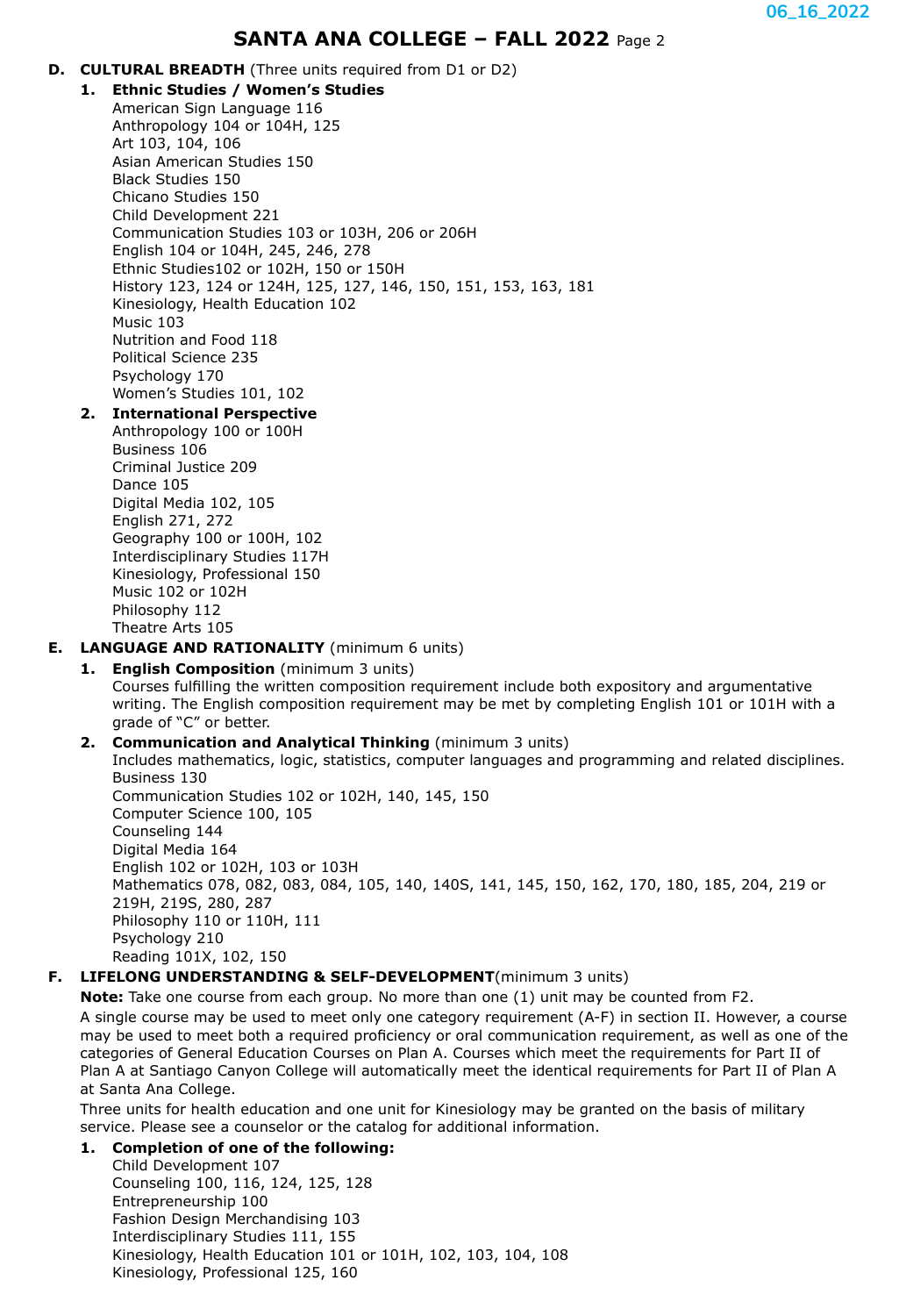# SANTA ANA COLLEGE – FALL 2022

**D. CULTURAL BREADTH** (Three units required from D1 or D2)

**1. Ethnic Studies / Women's Studies**

American Sign Language 116
Anthropology 104 or 104H, 125
Art 103, 104, 106
Asian American Studies 150
Black Studies 150
Chicano Studies 150
Child Development 221
Communication Studies 103 or 103H, 206 or 206H
English 104 or 104H, 245, 246, 278
Ethnic Studies102 or 102H, 150 or 150H
History 123, 124 or 124H, 125, 127, 146, 150, 151, 153, 163, 181
Kinesiology, Health Education 102
Music 103
Nutrition and Food 118
Political Science 235
Psychology 170
Women's Studies 101, 102

**2. International Perspective**

Anthropology 100 or 100H
Business 106
Criminal Justice 209
Dance 105
Digital Media 102, 105
English 271, 272
Geography 100 or 100H, 102
Interdisciplinary Studies 117H
Kinesiology, Professional 150
Music 102 or 102H
Philosophy 112
Theatre Arts 105

**E. LANGUAGE AND RATIONALITY** (minimum 6 units)

**1. English Composition** (minimum 3 units)

Courses fulfilling the written composition requirement include both expository and argumentative writing. The English composition requirement may be met by completing English 101 or 101H with a grade of "C" or better.

**2. Communication and Analytical Thinking** (minimum 3 units)

Includes mathematics, logic, statistics, computer languages and programming and related disciplines.
Business 130
Communication Studies 102 or 102H, 140, 145, 150
Computer Science 100, 105
Counseling 144
Digital Media 164
English 102 or 102H, 103 or 103H
Mathematics 078, 082, 083, 084, 105, 140, 140S, 141, 145, 150, 162, 170, 180, 185, 204, 219 or 219H, 219S, 280, 287
Philosophy 110 or 110H, 111
Psychology 210
Reading 101X, 102, 150

**F. LIFELONG UNDERSTANDING & SELF-DEVELOPMENT**(minimum 3 units)

**Note:** Take one course from each group. No more than one (1) unit may be counted from F2.

A single course may be used to meet only one category requirement (A-F) in section II. However, a course may be used to meet both a required proficiency or oral communication requirement, as well as one of the categories of General Education Courses on Plan A. Courses which meet the requirements for Part II of Plan A at Santiago Canyon College will automatically meet the identical requirements for Part II of Plan A at Santa Ana College.

Three units for health education and one unit for Kinesiology may be granted on the basis of military service. Please see a counselor or the catalog for additional information.

**1. Completion of one of the following:**

Child Development 107
Counseling 100, 116, 124, 125, 128
Entrepreneurship 100
Fashion Design Merchandising 103
Interdisciplinary Studies 111, 155
Kinesiology, Health Education 101 or 101H, 102, 103, 104, 108
Kinesiology, Professional 125, 160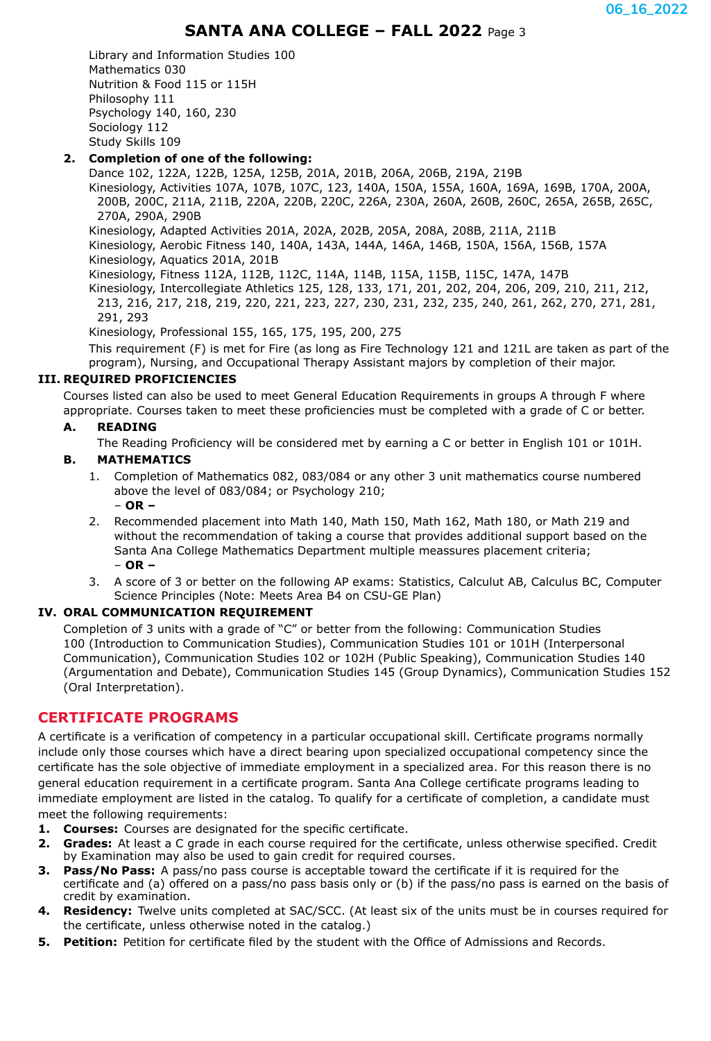Library and Information Studies 100
Mathematics 030
Nutrition & Food 115 or 115H
Philosophy 111
Psychology 140, 160, 230
Sociology 112
Study Skills 109

**2. Completion of one of the following:**

Dance 102, 122A, 122B, 125A, 125B, 201A, 201B, 206A, 206B, 219A, 219B
Kinesiology, Activities 107A, 107B, 107C, 123, 140A, 150A, 155A, 160A, 169A, 169B, 170A, 200A, 200B, 200C, 211A, 211B, 220A, 220B, 220C, 226A, 230A, 260A, 260B, 260C, 265A, 265B, 265C, 270A, 290A, 290B
Kinesiology, Adapted Activities 201A, 202A, 202B, 205A, 208A, 208B, 211A, 211B
Kinesiology, Aerobic Fitness 140, 140A, 143A, 144A, 146A, 146B, 150A, 156A, 156B, 157A
Kinesiology, Aquatics 201A, 201B
Kinesiology, Fitness 112A, 112B, 112C, 114A, 114B, 115A, 115B, 115C, 147A, 147B
Kinesiology, Intercollegiate Athletics 125, 128, 133, 171, 201, 202, 204, 206, 209, 210, 211, 212, 213, 216, 217, 218, 219, 220, 221, 223, 227, 230, 231, 232, 235, 240, 261, 262, 270, 271, 281, 291, 293
Kinesiology, Professional 155, 165, 175, 195, 200, 275

This requirement (F) is met for Fire (as long as Fire Technology 121 and 121L are taken as part of the program), Nursing, and Occupational Therapy Assistant majors by completion of their major.

### III. REQUIRED PROFICIENCIES

Courses listed can also be used to meet General Education Requirements in groups A through F where appropriate. Courses taken to meet these proficiencies must be completed with a grade of C or better.

**A. READING**

The Reading Proficiency will be considered met by earning a C or better in English 101 or 101H.

**B. MATHEMATICS**

1. Completion of Mathematics 082, 083/084 or any other 3 unit mathematics course numbered above the level of 083/084; or Psychology 210;
   – **OR** –
2. Recommended placement into Math 140, Math 150, Math 162, Math 180, or Math 219 and without the recommendation of taking a course that provides additional support based on the Santa Ana College Mathematics Department multiple meassures placement criteria;
   – **OR** –
3. A score of 3 or better on the following AP exams: Statistics, Calculut AB, Calculus BC, Computer Science Principles (Note: Meets Area B4 on CSU-GE Plan)

### IV. ORAL COMMUNICATION REQUIREMENT

Completion of 3 units with a grade of "C" or better from the following: Communication Studies 100 (Introduction to Communication Studies), Communication Studies 101 or 101H (Interpersonal Communication), Communication Studies 102 or 102H (Public Speaking), Communication Studies 140 (Argumentation and Debate), Communication Studies 145 (Group Dynamics), Communication Studies 152 (Oral Interpretation).

## CERTIFICATE PROGRAMS

A certificate is a verification of competency in a particular occupational skill. Certificate programs normally include only those courses which have a direct bearing upon specialized occupational competency since the certificate has the sole objective of immediate employment in a specialized area. For this reason there is no general education requirement in a certificate program. Santa Ana College certificate programs leading to immediate employment are listed in the catalog. To qualify for a certificate of completion, a candidate must meet the following requirements:

1. **Courses:** Courses are designated for the specific certificate.
2. **Grades:** At least a C grade in each course required for the certificate, unless otherwise specified. Credit by Examination may also be used to gain credit for required courses.
3. **Pass/No Pass:** A pass/no pass course is acceptable toward the certificate if it is required for the certificate and (a) offered on a pass/no pass basis only or (b) if the pass/no pass is earned on the basis of credit by examination.
4. **Residency:** Twelve units completed at SAC/SCC. (At least six of the units must be in courses required for the certificate, unless otherwise noted in the catalog.)
5. **Petition:** Petition for certificate filed by the student with the Office of Admissions and Records.